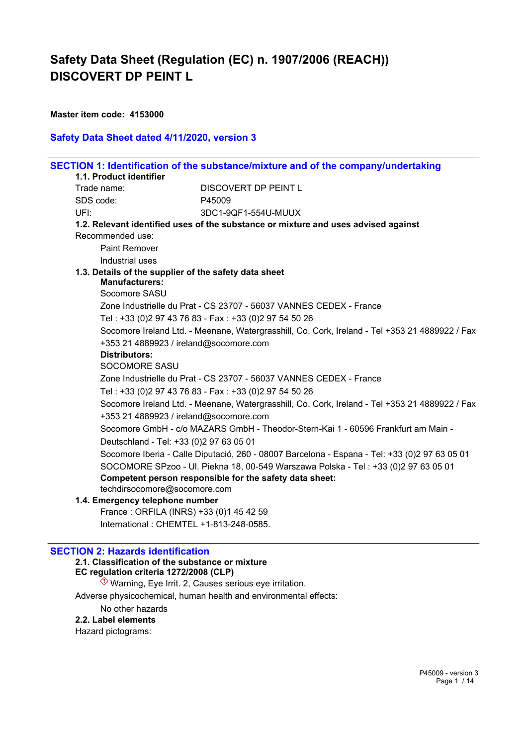# Safety Data Sheet (Regulation (EC) n. 1907/2006 (REACH))
# DISCOVERT DP PEINT L

**Master item code: 4153000**

**Safety Data Sheet dated 4/11/2020, version 3**

## SECTION 1: Identification of the substance/mixture and of the company/undertaking

### 1.1. Product identifier

Trade name: DISCOVERT DP PEINT L

SDS code: P45009

UFI: 3DC1-9QF1-554U-MUUX

### 1.2. Relevant identified uses of the substance or mixture and uses advised against

Recommended use:

Paint Remover

Industrial uses

### 1.3. Details of the supplier of the safety data sheet

**Manufacturers:**

Socomore SASU

Zone Industrielle du Prat - CS 23707 - 56037 VANNES CEDEX - France

Tel : +33 (0)2 97 43 76 83 - Fax : +33 (0)2 97 54 50 26

Socomore Ireland Ltd. - Meenane, Watergrasshill, Co. Cork, Ireland - Tel +353 21 4889922 / Fax +353 21 4889923 / ireland@socomore.com

**Distributors:**

SOCOMORE SASU

Zone Industrielle du Prat - CS 23707 - 56037 VANNES CEDEX - France

Tel : +33 (0)2 97 43 76 83 - Fax : +33 (0)2 97 54 50 26

Socomore Ireland Ltd. - Meenane, Watergrasshill, Co. Cork, Ireland - Tel +353 21 4889922 / Fax +353 21 4889923 / ireland@socomore.com

Socomore GmbH - c/o MAZARS GmbH - Theodor-Stern-Kai 1 - 60596 Frankfurt am Main - Deutschland - Tel: +33 (0)2 97 63 05 01

Socomore Iberia - Calle Diputació, 260 - 08007 Barcelona - Espana - Tel: +33 (0)2 97 63 05 01

SOCOMORE SPzoo - Ul. Piekna 18, 00-549 Warszawa Polska - Tel : +33 (0)2 97 63 05 01

**Competent person responsible for the safety data sheet:**

techdirsocomore@socomore.com

### 1.4. Emergency telephone number

France : ORFILA (INRS) +33 (0)1 45 42 59

International : CHEMTEL +1-813-248-0585.

## SECTION 2: Hazards identification

### 2.1. Classification of the substance or mixture

**EC regulation criteria 1272/2008 (CLP)**

Warning, Eye Irrit. 2, Causes serious eye irritation.

Adverse physicochemical, human health and environmental effects:

No other hazards

### 2.2. Label elements

Hazard pictograms: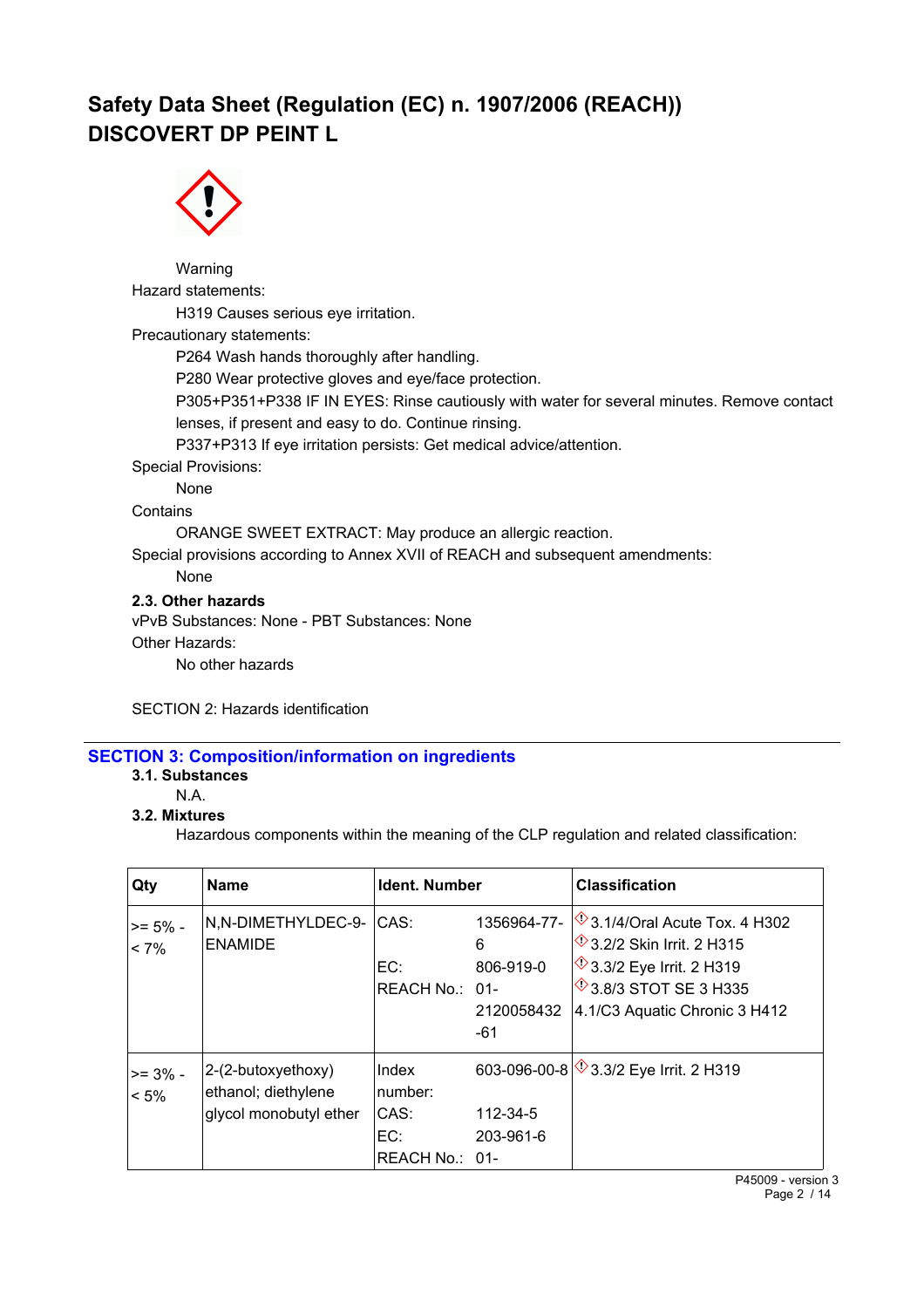# Safety Data Sheet (Regulation (EC) n. 1907/2006 (REACH))
# DISCOVERT DP PEINT L

Warning

Hazard statements:

H319 Causes serious eye irritation.

Precautionary statements:

P264 Wash hands thoroughly after handling.

P280 Wear protective gloves and eye/face protection.

P305+P351+P338 IF IN EYES: Rinse cautiously with water for several minutes. Remove contact lenses, if present and easy to do. Continue rinsing.

P337+P313 If eye irritation persists: Get medical advice/attention.

Special Provisions:

None

Contains

ORANGE SWEET EXTRACT: May produce an allergic reaction.

Special provisions according to Annex XVII of REACH and subsequent amendments:

None

**2.3. Other hazards**

vPvB Substances: None - PBT Substances: None

Other Hazards:

No other hazards

SECTION 2: Hazards identification

## SECTION 3: Composition/information on ingredients

**3.1. Substances**

N.A.

**3.2. Mixtures**

Hazardous components within the meaning of the CLP regulation and related classification:

| Qty | Name | Ident. Number | | Classification |
|---|---|---|---|---|
| >= 5% - < 7% | N,N-DIMETHYLDEC-9-ENAMIDE | CAS:<br>EC:<br>REACH No.: | 1356964-77-6<br>806-919-0<br>01-2120058432-61 | 3.1/4/Oral Acute Tox. 4 H302<br>3.2/2 Skin Irrit. 2 H315<br>3.3/2 Eye Irrit. 2 H319<br>3.8/3 STOT SE 3 H335<br>4.1/C3 Aquatic Chronic 3 H412 |
| >= 3% - < 5% | 2-(2-butoxyethoxy) ethanol; diethylene glycol monobutyl ether | Index number:<br>CAS:<br>EC:<br>REACH No.: | 603-096-00-8<br>112-34-5<br>203-961-6<br>01- | 3.3/2 Eye Irrit. 2 H319 |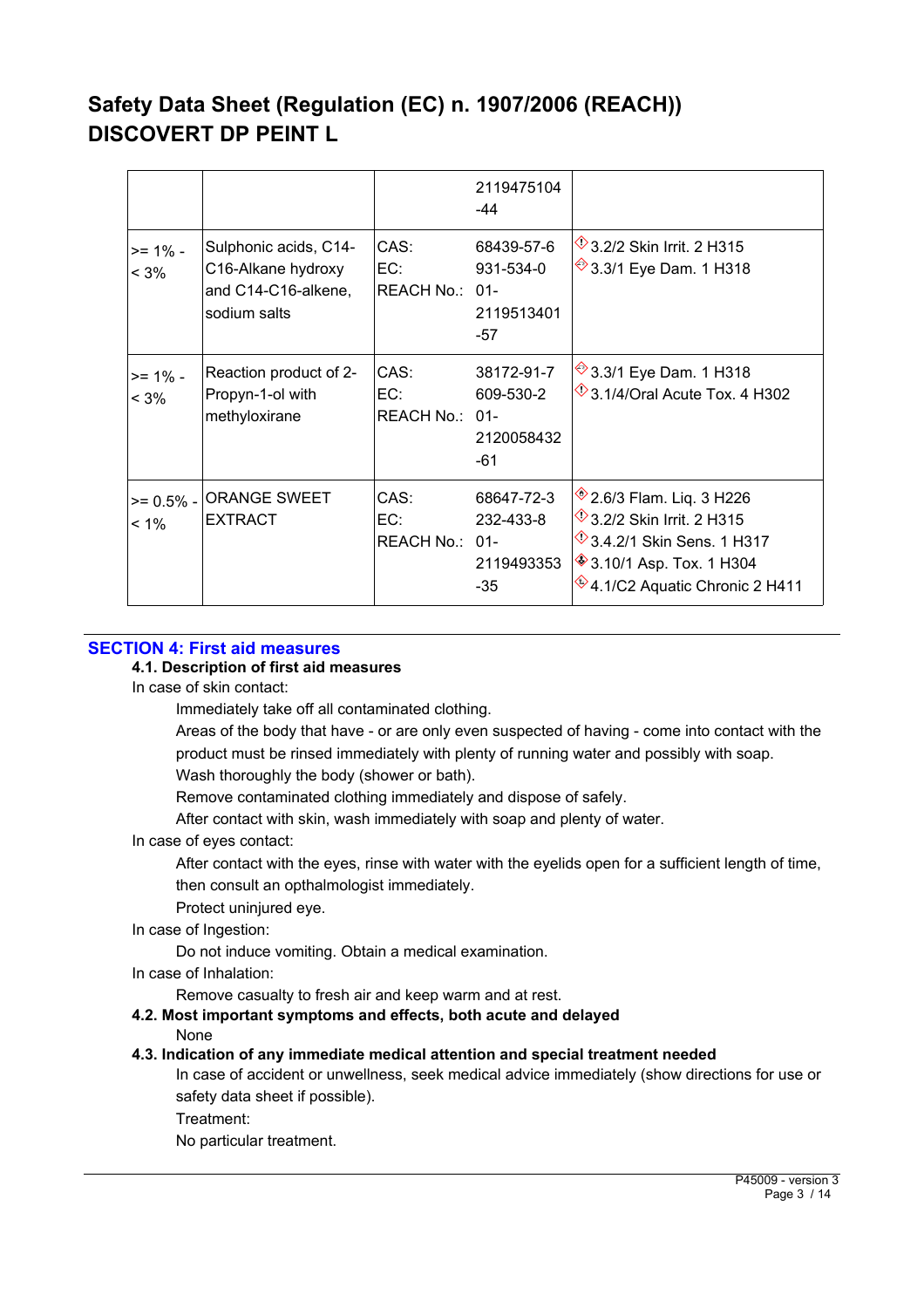# Safety Data Sheet (Regulation (EC) n. 1907/2006 (REACH))
# DISCOVERT DP PEINT L

| | | | | |
|---|---|---|---|---|
| | | | 2119475104-44 | |
| >= 1% - < 3% | Sulphonic acids, C14-C16-Alkane hydroxy and C14-C16-alkene, sodium salts | CAS:<br>EC:<br>REACH No.: | 68439-57-6<br>931-534-0<br>01-2119513401-57 | 3.2/2 Skin Irrit. 2 H315<br>3.3/1 Eye Dam. 1 H318 |
| >= 1% - < 3% | Reaction product of 2-Propyn-1-ol with methyloxirane | CAS:<br>EC:<br>REACH No.: | 38172-91-7<br>609-530-2<br>01-2120058432-61 | 3.3/1 Eye Dam. 1 H318<br>3.1/4/Oral Acute Tox. 4 H302 |
| >= 0.5% - < 1% | ORANGE SWEET EXTRACT | CAS:<br>EC:<br>REACH No.: | 68647-72-3<br>232-433-8<br>01-2119493353-35 | 2.6/3 Flam. Liq. 3 H226<br>3.2/2 Skin Irrit. 2 H315<br>3.4.2/1 Skin Sens. 1 H317<br>3.10/1 Asp. Tox. 1 H304<br>4.1/C2 Aquatic Chronic 2 H411 |

## SECTION 4: First aid measures

### 4.1. Description of first aid measures

In case of skin contact:

Immediately take off all contaminated clothing.

Areas of the body that have - or are only even suspected of having - come into contact with the product must be rinsed immediately with plenty of running water and possibly with soap.

Wash thoroughly the body (shower or bath).

Remove contaminated clothing immediately and dispose of safely.

After contact with skin, wash immediately with soap and plenty of water.

In case of eyes contact:

After contact with the eyes, rinse with water with the eyelids open for a sufficient length of time, then consult an opthalmologist immediately.

Protect uninjured eye.

In case of Ingestion:

Do not induce vomiting. Obtain a medical examination.

In case of Inhalation:

Remove casualty to fresh air and keep warm and at rest.

### 4.2. Most important symptoms and effects, both acute and delayed

None

### 4.3. Indication of any immediate medical attention and special treatment needed

In case of accident or unwellness, seek medical advice immediately (show directions for use or safety data sheet if possible).

Treatment:

No particular treatment.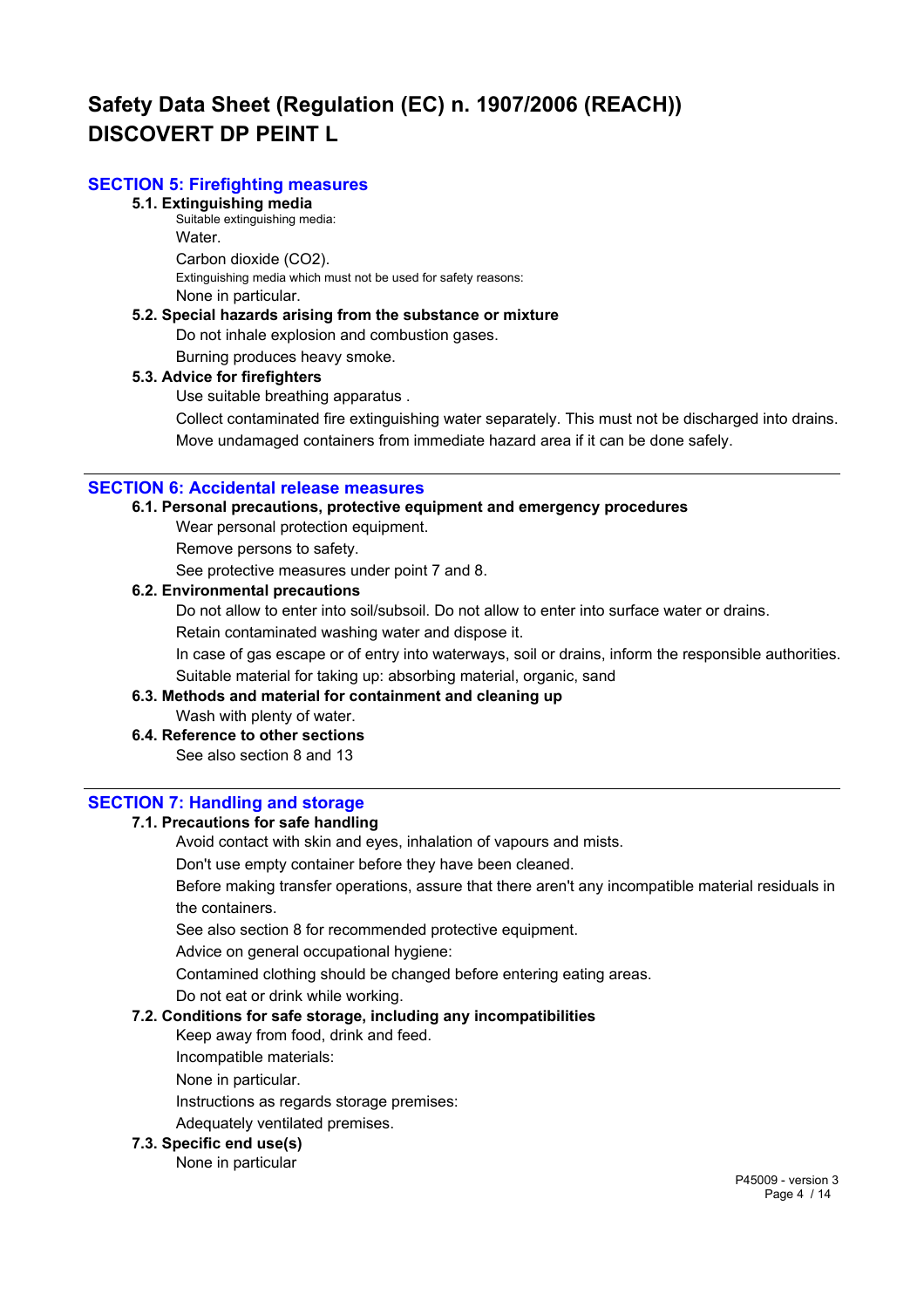# Safety Data Sheet (Regulation (EC) n. 1907/2006 (REACH))
# DISCOVERT DP PEINT L

## SECTION 5: Firefighting measures

### 5.1. Extinguishing media

Suitable extinguishing media:

Water.

Carbon dioxide ($CO_2$).

Extinguishing media which must not be used for safety reasons:

None in particular.

### 5.2. Special hazards arising from the substance or mixture

Do not inhale explosion and combustion gases.

Burning produces heavy smoke.

### 5.3. Advice for firefighters

Use suitable breathing apparatus .

Collect contaminated fire extinguishing water separately. This must not be discharged into drains.

Move undamaged containers from immediate hazard area if it can be done safely.

---

## SECTION 6: Accidental release measures

### 6.1. Personal precautions, protective equipment and emergency procedures

Wear personal protection equipment.

Remove persons to safety.

See protective measures under point 7 and 8.

### 6.2. Environmental precautions

Do not allow to enter into soil/subsoil. Do not allow to enter into surface water or drains.

Retain contaminated washing water and dispose it.

In case of gas escape or of entry into waterways, soil or drains, inform the responsible authorities.

Suitable material for taking up: absorbing material, organic, sand

### 6.3. Methods and material for containment and cleaning up

Wash with plenty of water.

### 6.4. Reference to other sections

See also section 8 and 13

---

## SECTION 7: Handling and storage

### 7.1. Precautions for safe handling

Avoid contact with skin and eyes, inhalation of vapours and mists.

Don't use empty container before they have been cleaned.

Before making transfer operations, assure that there aren't any incompatible material residuals in the containers.

See also section 8 for recommended protective equipment.

Advice on general occupational hygiene:

Contamined clothing should be changed before entering eating areas.

Do not eat or drink while working.

### 7.2. Conditions for safe storage, including any incompatibilities

Keep away from food, drink and feed.

Incompatible materials:

None in particular.

Instructions as regards storage premises:

Adequately ventilated premises.

### 7.3. Specific end use(s)

None in particular

P45009 - version 3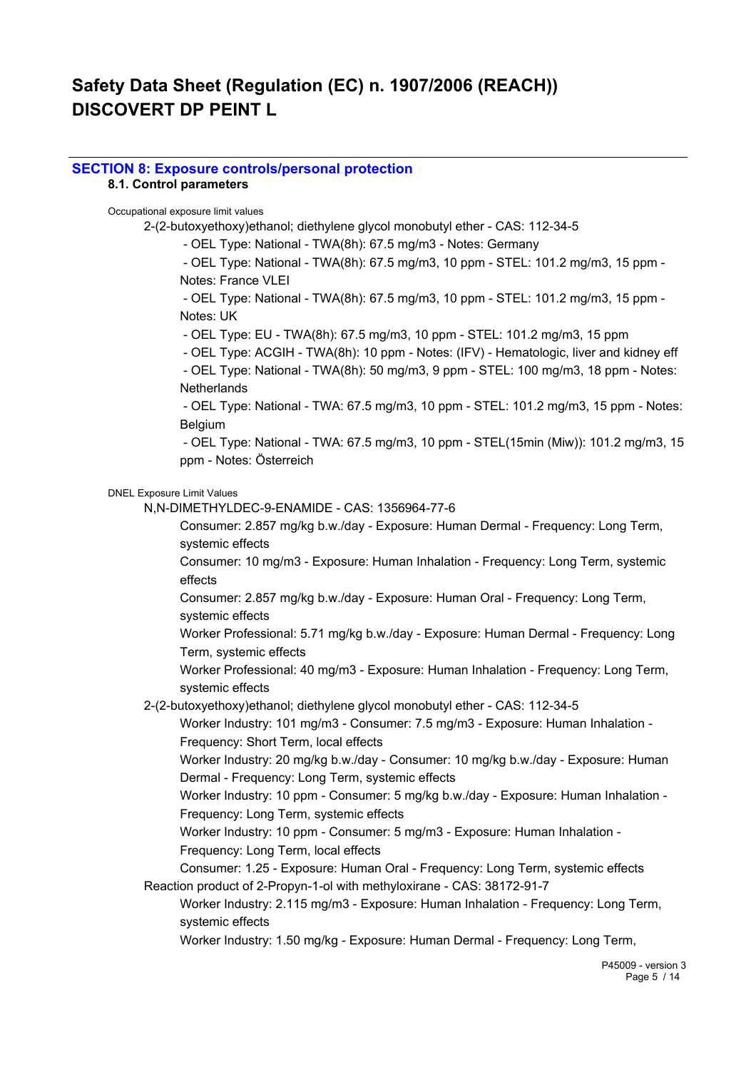# Safety Data Sheet (Regulation (EC) n. 1907/2006 (REACH))
# DISCOVERT DP PEINT L

## SECTION 8: Exposure controls/personal protection

### 8.1. Control parameters

Occupational exposure limit values

2-(2-butoxyethoxy)ethanol; diethylene glycol monobutyl ether - CAS: 112-34-5

- OEL Type: National - TWA(8h): 67.5 mg/m3 - Notes: Germany
- OEL Type: National - TWA(8h): 67.5 mg/m3, 10 ppm - STEL: 101.2 mg/m3, 15 ppm - Notes: France VLEI
- OEL Type: National - TWA(8h): 67.5 mg/m3, 10 ppm - STEL: 101.2 mg/m3, 15 ppm - Notes: UK
- OEL Type: EU - TWA(8h): 67.5 mg/m3, 10 ppm - STEL: 101.2 mg/m3, 15 ppm
- OEL Type: ACGIH - TWA(8h): 10 ppm - Notes: (IFV) - Hematologic, liver and kidney eff
- OEL Type: National - TWA(8h): 50 mg/m3, 9 ppm - STEL: 100 mg/m3, 18 ppm - Notes: Netherlands
- OEL Type: National - TWA: 67.5 mg/m3, 10 ppm - STEL: 101.2 mg/m3, 15 ppm - Notes: Belgium
- OEL Type: National - TWA: 67.5 mg/m3, 10 ppm - STEL(15min (Miw)): 101.2 mg/m3, 15 ppm - Notes: Österreich

DNEL Exposure Limit Values

N,N-DIMETHYLDEC-9-ENAMIDE - CAS: 1356964-77-6

Consumer: 2.857 mg/kg b.w./day - Exposure: Human Dermal - Frequency: Long Term, systemic effects

Consumer: 10 mg/m3 - Exposure: Human Inhalation - Frequency: Long Term, systemic effects

Consumer: 2.857 mg/kg b.w./day - Exposure: Human Oral - Frequency: Long Term, systemic effects

Worker Professional: 5.71 mg/kg b.w./day - Exposure: Human Dermal - Frequency: Long Term, systemic effects

Worker Professional: 40 mg/m3 - Exposure: Human Inhalation - Frequency: Long Term, systemic effects

2-(2-butoxyethoxy)ethanol; diethylene glycol monobutyl ether - CAS: 112-34-5

Worker Industry: 101 mg/m3 - Consumer: 7.5 mg/m3 - Exposure: Human Inhalation - Frequency: Short Term, local effects

Worker Industry: 20 mg/kg b.w./day - Consumer: 10 mg/kg b.w./day - Exposure: Human Dermal - Frequency: Long Term, systemic effects

Worker Industry: 10 ppm - Consumer: 5 mg/kg b.w./day - Exposure: Human Inhalation - Frequency: Long Term, systemic effects

Worker Industry: 10 ppm - Consumer: 5 mg/m3 - Exposure: Human Inhalation - Frequency: Long Term, local effects

Consumer: 1.25 - Exposure: Human Oral - Frequency: Long Term, systemic effects

Reaction product of 2-Propyn-1-ol with methyloxirane - CAS: 38172-91-7

Worker Industry: 2.115 mg/m3 - Exposure: Human Inhalation - Frequency: Long Term, systemic effects

Worker Industry: 1.50 mg/kg - Exposure: Human Dermal - Frequency: Long Term,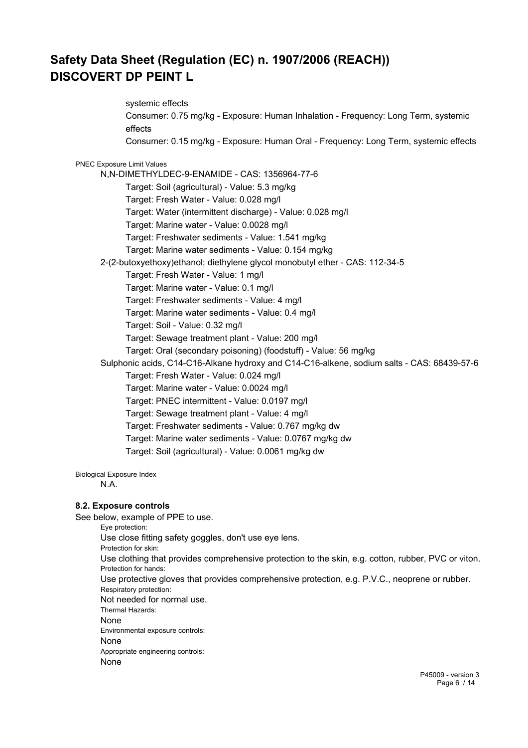systemic effects

Consumer: 0.75 mg/kg - Exposure: Human Inhalation - Frequency: Long Term, systemic effects

Consumer: 0.15 mg/kg - Exposure: Human Oral - Frequency: Long Term, systemic effects

PNEC Exposure Limit Values

N,N-DIMETHYLDEC-9-ENAMIDE - CAS: 1356964-77-6

- Target: Soil (agricultural) - Value: 5.3 mg/kg
- Target: Fresh Water - Value: 0.028 mg/l
- Target: Water (intermittent discharge) - Value: 0.028 mg/l
- Target: Marine water - Value: 0.0028 mg/l
- Target: Freshwater sediments - Value: 1.541 mg/kg
- Target: Marine water sediments - Value: 0.154 mg/kg

2-(2-butoxyethoxy)ethanol; diethylene glycol monobutyl ether - CAS: 112-34-5

- Target: Fresh Water - Value: 1 mg/l
- Target: Marine water - Value: 0.1 mg/l
- Target: Freshwater sediments - Value: 4 mg/l
- Target: Marine water sediments - Value: 0.4 mg/l
- Target: Soil - Value: 0.32 mg/l
- Target: Sewage treatment plant - Value: 200 mg/l
- Target: Oral (secondary poisoning) (foodstuff) - Value: 56 mg/kg

Sulphonic acids, C14-C16-Alkane hydroxy and C14-C16-alkene, sodium salts - CAS: 68439-57-6

- Target: Fresh Water - Value: 0.024 mg/l
- Target: Marine water - Value: 0.0024 mg/l
- Target: PNEC intermittent - Value: 0.0197 mg/l
- Target: Sewage treatment plant - Value: 4 mg/l
- Target: Freshwater sediments - Value: 0.767 mg/kg dw
- Target: Marine water sediments - Value: 0.0767 mg/kg dw
- Target: Soil (agricultural) - Value: 0.0061 mg/kg dw

Biological Exposure Index

N.A.

### 8.2. Exposure controls

See below, example of PPE to use.

Eye protection:

Use close fitting safety goggles, don't use eye lens.

Protection for skin:

Use clothing that provides comprehensive protection to the skin, e.g. cotton, rubber, PVC or viton.

Protection for hands:

Use protective gloves that provides comprehensive protection, e.g. P.V.C., neoprene or rubber.

Respiratory protection:

Not needed for normal use.

Thermal Hazards:

None

Environmental exposure controls:

None

Appropriate engineering controls:

None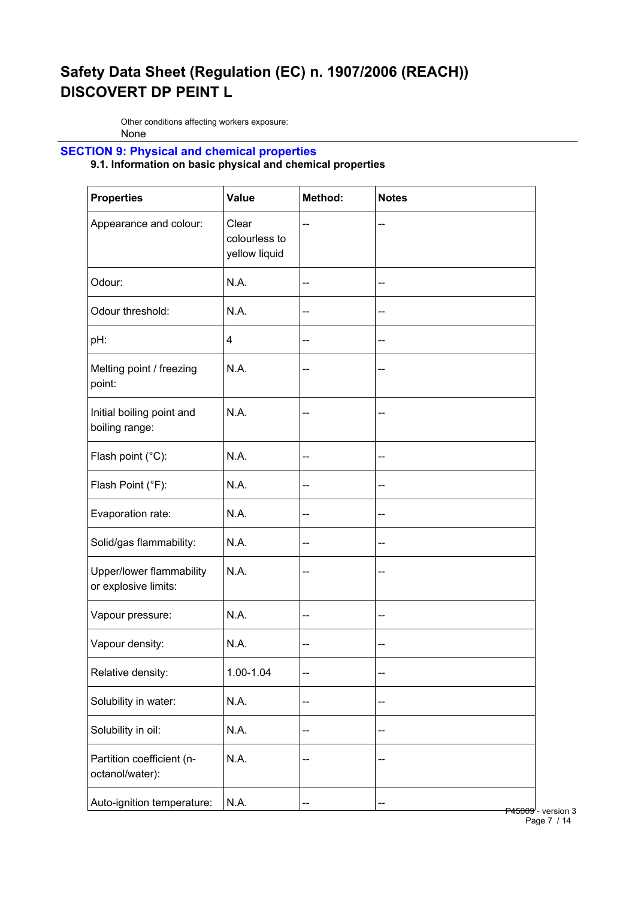# Safety Data Sheet (Regulation (EC) n. 1907/2006 (REACH))
# DISCOVERT DP PEINT L

Other conditions affecting workers exposure:
None

## SECTION 9: Physical and chemical properties

### 9.1. Information on basic physical and chemical properties

| Properties | Value | Method: | Notes |
|---|---|---|---|
| Appearance and colour: | Clear colourless to yellow liquid | -- | -- |
| Odour: | N.A. | -- | -- |
| Odour threshold: | N.A. | -- | -- |
| pH: | 4 | -- | -- |
| Melting point / freezing point: | N.A. | -- | -- |
| Initial boiling point and boiling range: | N.A. | -- | -- |
| Flash point (°C): | N.A. | -- | -- |
| Flash Point (°F): | N.A. | -- | -- |
| Evaporation rate: | N.A. | -- | -- |
| Solid/gas flammability: | N.A. | -- | -- |
| Upper/lower flammability or explosive limits: | N.A. | -- | -- |
| Vapour pressure: | N.A. | -- | -- |
| Vapour density: | N.A. | -- | -- |
| Relative density: | 1.00-1.04 | -- | -- |
| Solubility in water: | N.A. | -- | -- |
| Solubility in oil: | N.A. | -- | -- |
| Partition coefficient (n-octanol/water): | N.A. | -- | -- |
| Auto-ignition temperature: | N.A. | -- | -- |

P45009 - version 3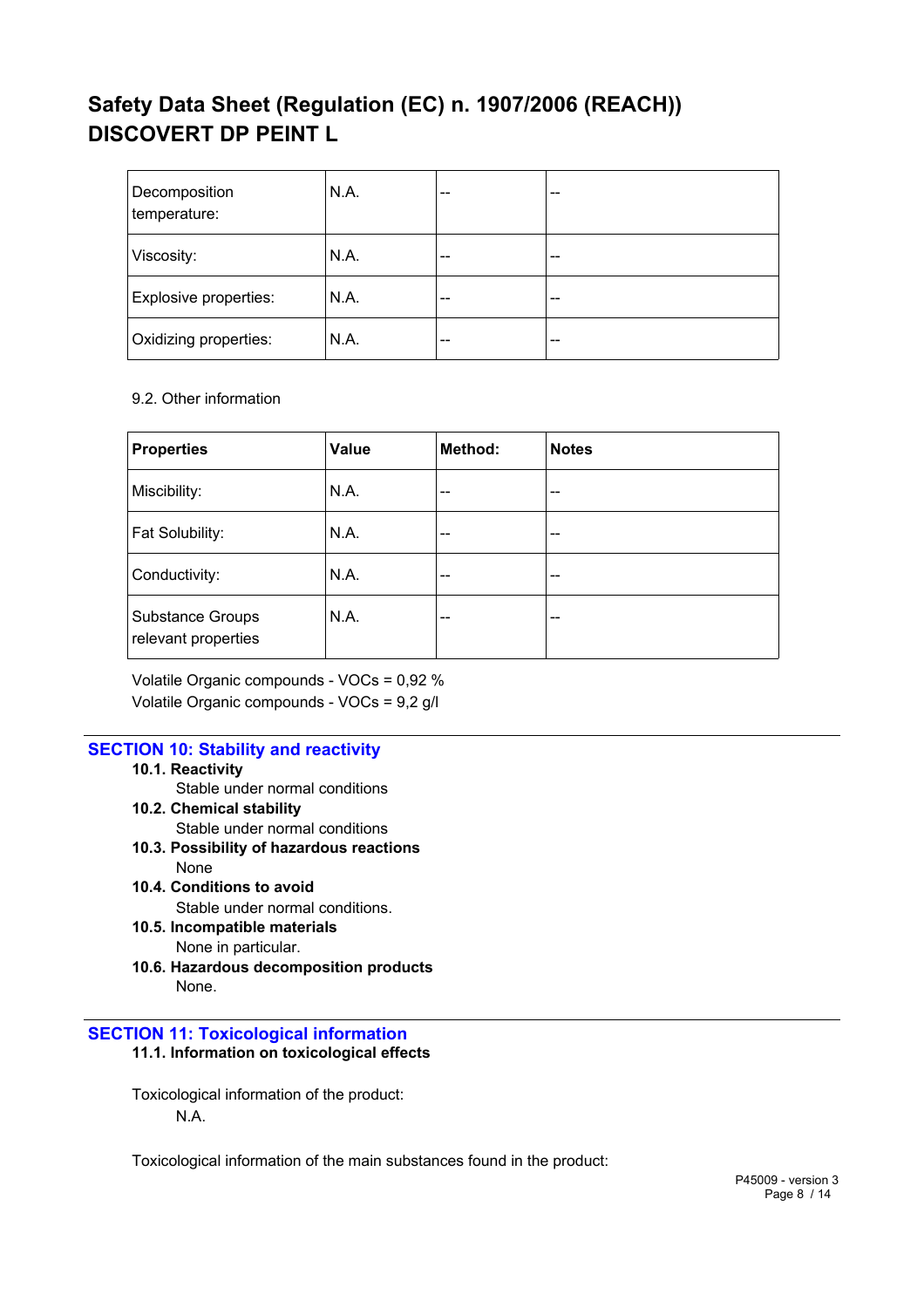| Decomposition temperature: | N.A. | -- | -- |
|---|---|---|---|
| Viscosity: | N.A. | -- | -- |
| Explosive properties: | N.A. | -- | -- |
| Oxidizing properties: | N.A. | -- | -- |

9.2. Other information

| Properties | Value | Method: | Notes |
|---|---|---|---|
| Miscibility: | N.A. | -- | -- |
| Fat Solubility: | N.A. | -- | -- |
| Conductivity: | N.A. | -- | -- |
| Substance Groups relevant properties | N.A. | -- | -- |

Volatile Organic compounds - VOCs = 0,92 %
Volatile Organic compounds - VOCs = 9,2 g/l

## SECTION 10: Stability and reactivity

**10.1. Reactivity**
Stable under normal conditions

**10.2. Chemical stability**
Stable under normal conditions

**10.3. Possibility of hazardous reactions**
None

**10.4. Conditions to avoid**
Stable under normal conditions.

**10.5. Incompatible materials**
None in particular.

**10.6. Hazardous decomposition products**
None.

## SECTION 11: Toxicological information

**11.1. Information on toxicological effects**

Toxicological information of the product:
N.A.

Toxicological information of the main substances found in the product: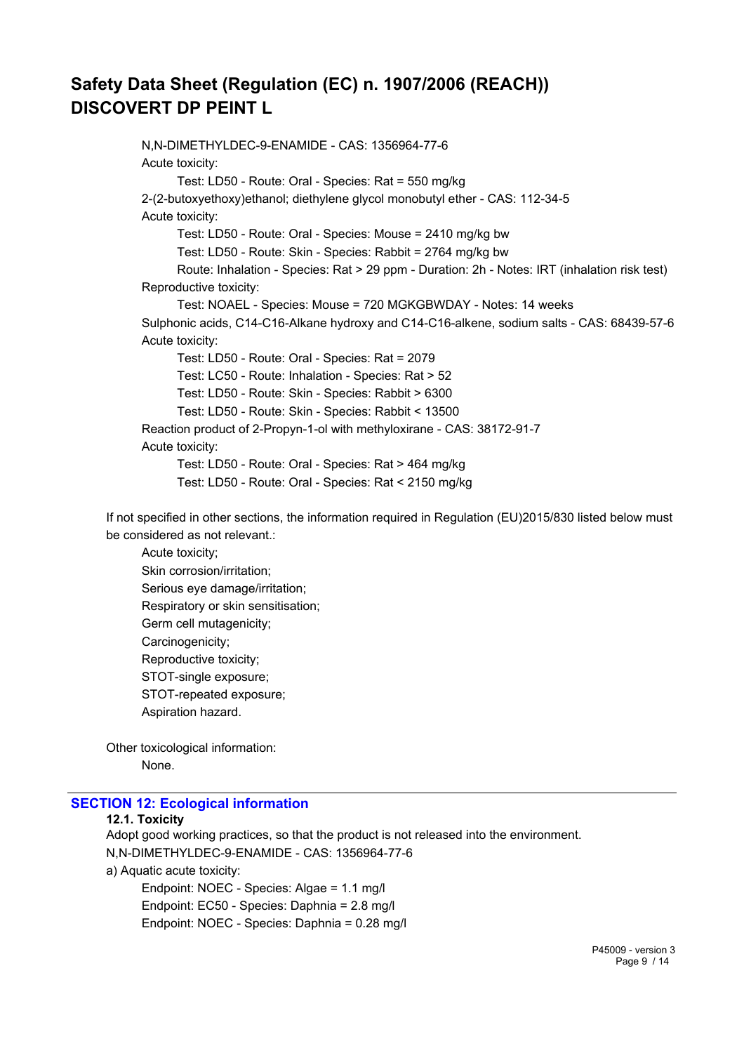N,N-DIMETHYLDEC-9-ENAMIDE - CAS: 1356964-77-6

Acute toxicity:

Test: LD50 - Route: Oral - Species: Rat = 550 mg/kg

2-(2-butoxyethoxy)ethanol; diethylene glycol monobutyl ether - CAS: 112-34-5

Acute toxicity:

Test: LD50 - Route: Oral - Species: Mouse = 2410 mg/kg bw

Test: LD50 - Route: Skin - Species: Rabbit = 2764 mg/kg bw

Route: Inhalation - Species: Rat > 29 ppm - Duration: 2h - Notes: IRT (inhalation risk test)

Reproductive toxicity:

Test: NOAEL - Species: Mouse = 720 MGKGBWDAY - Notes: 14 weeks

Sulphonic acids, C14-C16-Alkane hydroxy and C14-C16-alkene, sodium salts - CAS: 68439-57-6

Acute toxicity:

Test: LD50 - Route: Oral - Species: Rat = 2079

Test: LC50 - Route: Inhalation - Species: Rat > 52

Test: LD50 - Route: Skin - Species: Rabbit > 6300

Test: LD50 - Route: Skin - Species: Rabbit < 13500

Reaction product of 2-Propyn-1-ol with methyloxirane - CAS: 38172-91-7

Acute toxicity:

Test: LD50 - Route: Oral - Species: Rat > 464 mg/kg

Test: LD50 - Route: Oral - Species: Rat < 2150 mg/kg

If not specified in other sections, the information required in Regulation (EU)2015/830 listed below must be considered as not relevant.:

Acute toxicity;
Skin corrosion/irritation;
Serious eye damage/irritation;
Respiratory or skin sensitisation;
Germ cell mutagenicity;
Carcinogenicity;
Reproductive toxicity;
STOT-single exposure;
STOT-repeated exposure;
Aspiration hazard.

Other toxicological information:

None.

## SECTION 12: Ecological information

### 12.1. Toxicity

Adopt good working practices, so that the product is not released into the environment.

N,N-DIMETHYLDEC-9-ENAMIDE - CAS: 1356964-77-6

a) Aquatic acute toxicity:

Endpoint: NOEC - Species: Algae = 1.1 mg/l

Endpoint: EC50 - Species: Daphnia = 2.8 mg/l

Endpoint: NOEC - Species: Daphnia = 0.28 mg/l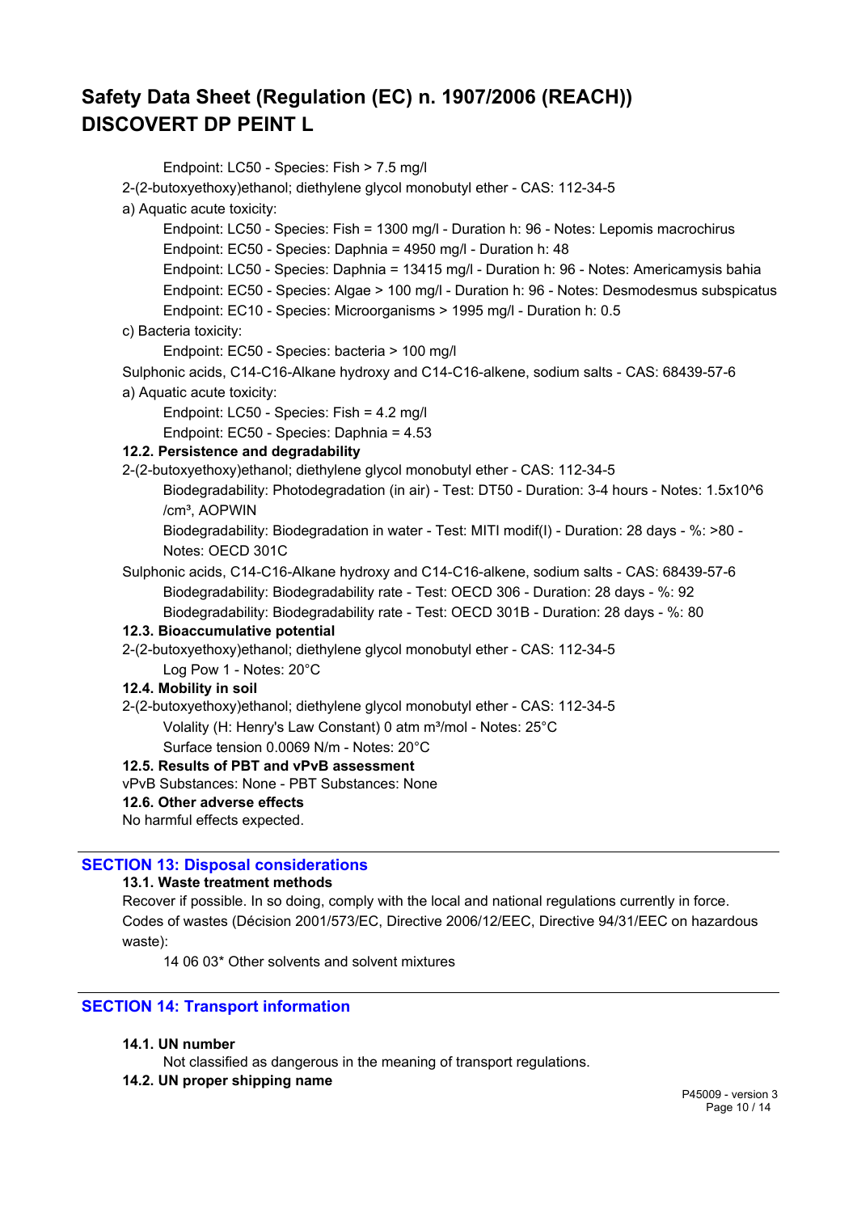Endpoint: LC50 - Species: Fish > 7.5 mg/l

2-(2-butoxyethoxy)ethanol; diethylene glycol monobutyl ether - CAS: 112-34-5

a) Aquatic acute toxicity:

Endpoint: LC50 - Species: Fish = 1300 mg/l - Duration h: 96 - Notes: Lepomis macrochirus
Endpoint: EC50 - Species: Daphnia = 4950 mg/l - Duration h: 48
Endpoint: LC50 - Species: Daphnia = 13415 mg/l - Duration h: 96 - Notes: Americamysis bahia
Endpoint: EC50 - Species: Algae > 100 mg/l - Duration h: 96 - Notes: Desmodesmus subspicatus
Endpoint: EC10 - Species: Microorganisms > 1995 mg/l - Duration h: 0.5

c) Bacteria toxicity:

Endpoint: EC50 - Species: bacteria > 100 mg/l

Sulphonic acids, C14-C16-Alkane hydroxy and C14-C16-alkene, sodium salts - CAS: 68439-57-6

a) Aquatic acute toxicity:

Endpoint: LC50 - Species: Fish = 4.2 mg/l
Endpoint: EC50 - Species: Daphnia = 4.53

### 12.2. Persistence and degradability

2-(2-butoxyethoxy)ethanol; diethylene glycol monobutyl ether - CAS: 112-34-5

Biodegradability: Photodegradation (in air) - Test: DT50 - Duration: 3-4 hours - Notes: 1.5x10^6 /cm³, AOPWIN
Biodegradability: Biodegradation in water - Test: MITI modif(I) - Duration: 28 days - %: >80 - Notes: OECD 301C

Sulphonic acids, C14-C16-Alkane hydroxy and C14-C16-alkene, sodium salts - CAS: 68439-57-6

Biodegradability: Biodegradability rate - Test: OECD 306 - Duration: 28 days - %: 92
Biodegradability: Biodegradability rate - Test: OECD 301B - Duration: 28 days - %: 80

### 12.3. Bioaccumulative potential

2-(2-butoxyethoxy)ethanol; diethylene glycol monobutyl ether - CAS: 112-34-5

Log Pow 1 - Notes: 20°C

### 12.4. Mobility in soil

2-(2-butoxyethoxy)ethanol; diethylene glycol monobutyl ether - CAS: 112-34-5

Volality (H: Henry's Law Constant) 0 atm m³/mol - Notes: 25°C
Surface tension 0.0069 N/m - Notes: 20°C

### 12.5. Results of PBT and vPvB assessment

vPvB Substances: None - PBT Substances: None

### 12.6. Other adverse effects

No harmful effects expected.

## SECTION 13: Disposal considerations

### 13.1. Waste treatment methods

Recover if possible. In so doing, comply with the local and national regulations currently in force.
Codes of wastes (Décision 2001/573/EC, Directive 2006/12/EEC, Directive 94/31/EEC on hazardous waste):

14 06 03* Other solvents and solvent mixtures

## SECTION 14: Transport information

### 14.1. UN number

Not classified as dangerous in the meaning of transport regulations.

### 14.2. UN proper shipping name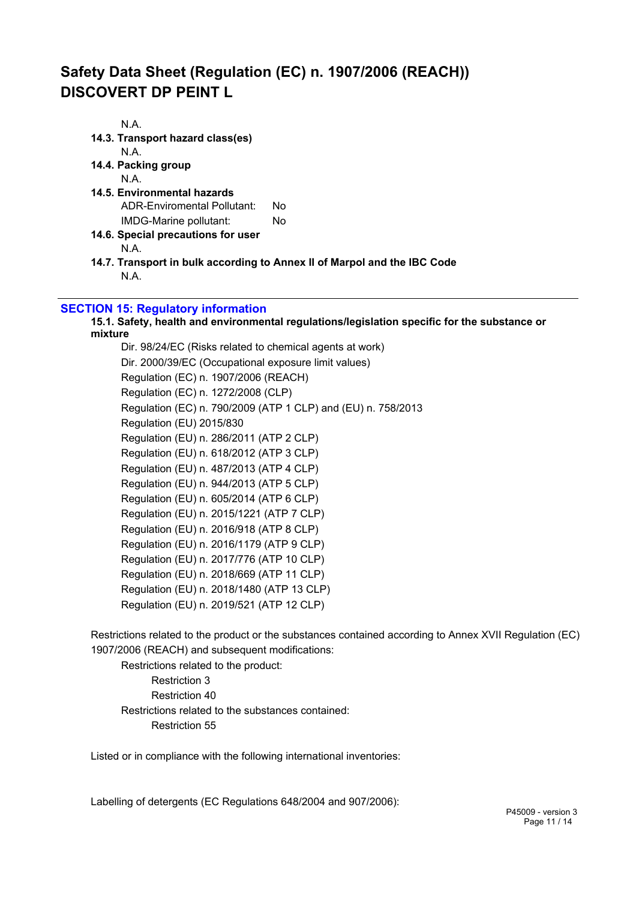N.A.

**14.3. Transport hazard class(es)**

N.A.

**14.4. Packing group**

N.A.

**14.5. Environmental hazards**

ADR-Enviromental Pollutant: No

IMDG-Marine pollutant: No

**14.6. Special precautions for user**

N.A.

**14.7. Transport in bulk according to Annex II of Marpol and the IBC Code**

N.A.

## SECTION 15: Regulatory information

**15.1. Safety, health and environmental regulations/legislation specific for the substance or mixture**

Dir. 98/24/EC (Risks related to chemical agents at work)
Dir. 2000/39/EC (Occupational exposure limit values)
Regulation (EC) n. 1907/2006 (REACH)
Regulation (EC) n. 1272/2008 (CLP)
Regulation (EC) n. 790/2009 (ATP 1 CLP) and (EU) n. 758/2013
Regulation (EU) 2015/830
Regulation (EU) n. 286/2011 (ATP 2 CLP)
Regulation (EU) n. 618/2012 (ATP 3 CLP)
Regulation (EU) n. 487/2013 (ATP 4 CLP)
Regulation (EU) n. 944/2013 (ATP 5 CLP)
Regulation (EU) n. 605/2014 (ATP 6 CLP)
Regulation (EU) n. 2015/1221 (ATP 7 CLP)
Regulation (EU) n. 2016/918 (ATP 8 CLP)
Regulation (EU) n. 2016/1179 (ATP 9 CLP)
Regulation (EU) n. 2017/776 (ATP 10 CLP)
Regulation (EU) n. 2018/669 (ATP 11 CLP)
Regulation (EU) n. 2018/1480 (ATP 13 CLP)
Regulation (EU) n. 2019/521 (ATP 12 CLP)

Restrictions related to the product or the substances contained according to Annex XVII Regulation (EC) 1907/2006 (REACH) and subsequent modifications:

Restrictions related to the product:

Restriction 3
Restriction 40

Restrictions related to the substances contained:

Restriction 55

Listed or in compliance with the following international inventories:

Labelling of detergents (EC Regulations 648/2004 and 907/2006):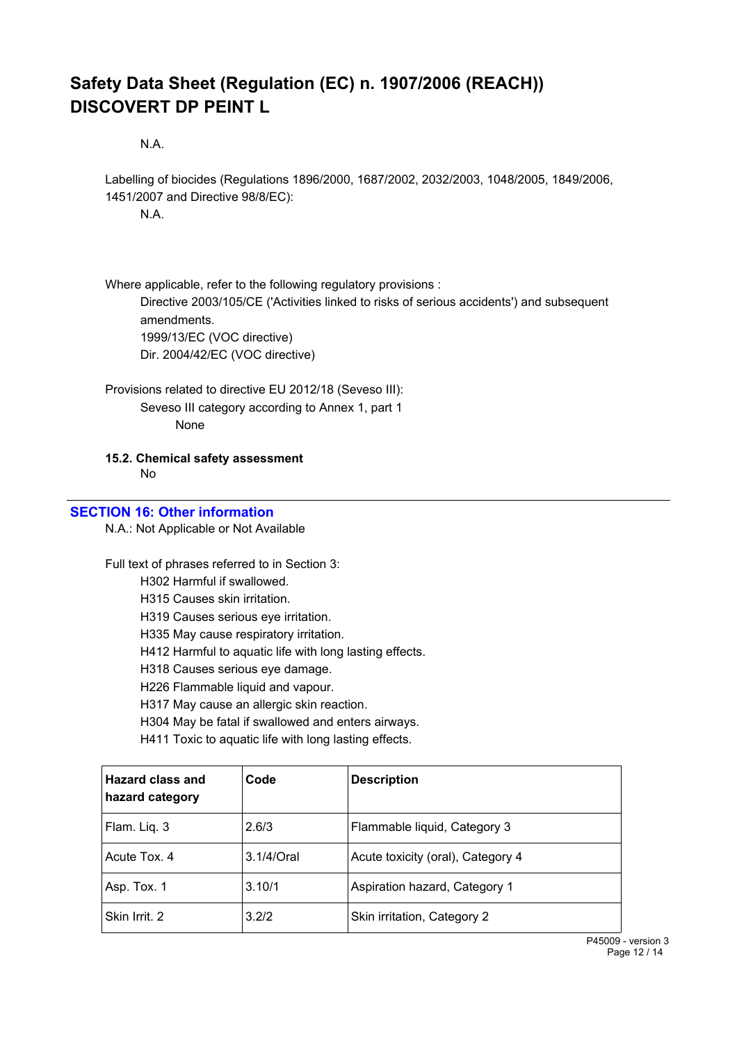N.A.

Labelling of biocides (Regulations 1896/2000, 1687/2002, 2032/2003, 1048/2005, 1849/2006, 1451/2007 and Directive 98/8/EC):

N.A.

Where applicable, refer to the following regulatory provisions :

Directive 2003/105/CE ('Activities linked to risks of serious accidents') and subsequent amendments.
1999/13/EC (VOC directive)
Dir. 2004/42/EC (VOC directive)

Provisions related to directive EU 2012/18 (Seveso III):

Seveso III category according to Annex 1, part 1

None

**15.2. Chemical safety assessment**

No

## SECTION 16: Other information

N.A.: Not Applicable or Not Available

Full text of phrases referred to in Section 3:

H302 Harmful if swallowed.
H315 Causes skin irritation.
H319 Causes serious eye irritation.
H335 May cause respiratory irritation.
H412 Harmful to aquatic life with long lasting effects.
H318 Causes serious eye damage.
H226 Flammable liquid and vapour.
H317 May cause an allergic skin reaction.
H304 May be fatal if swallowed and enters airways.
H411 Toxic to aquatic life with long lasting effects.

| Hazard class and hazard category | Code | Description |
|---|---|---|
| Flam. Liq. 3 | 2.6/3 | Flammable liquid, Category 3 |
| Acute Tox. 4 | 3.1/4/Oral | Acute toxicity (oral), Category 4 |
| Asp. Tox. 1 | 3.10/1 | Aspiration hazard, Category 1 |
| Skin Irrit. 2 | 3.2/2 | Skin irritation, Category 2 |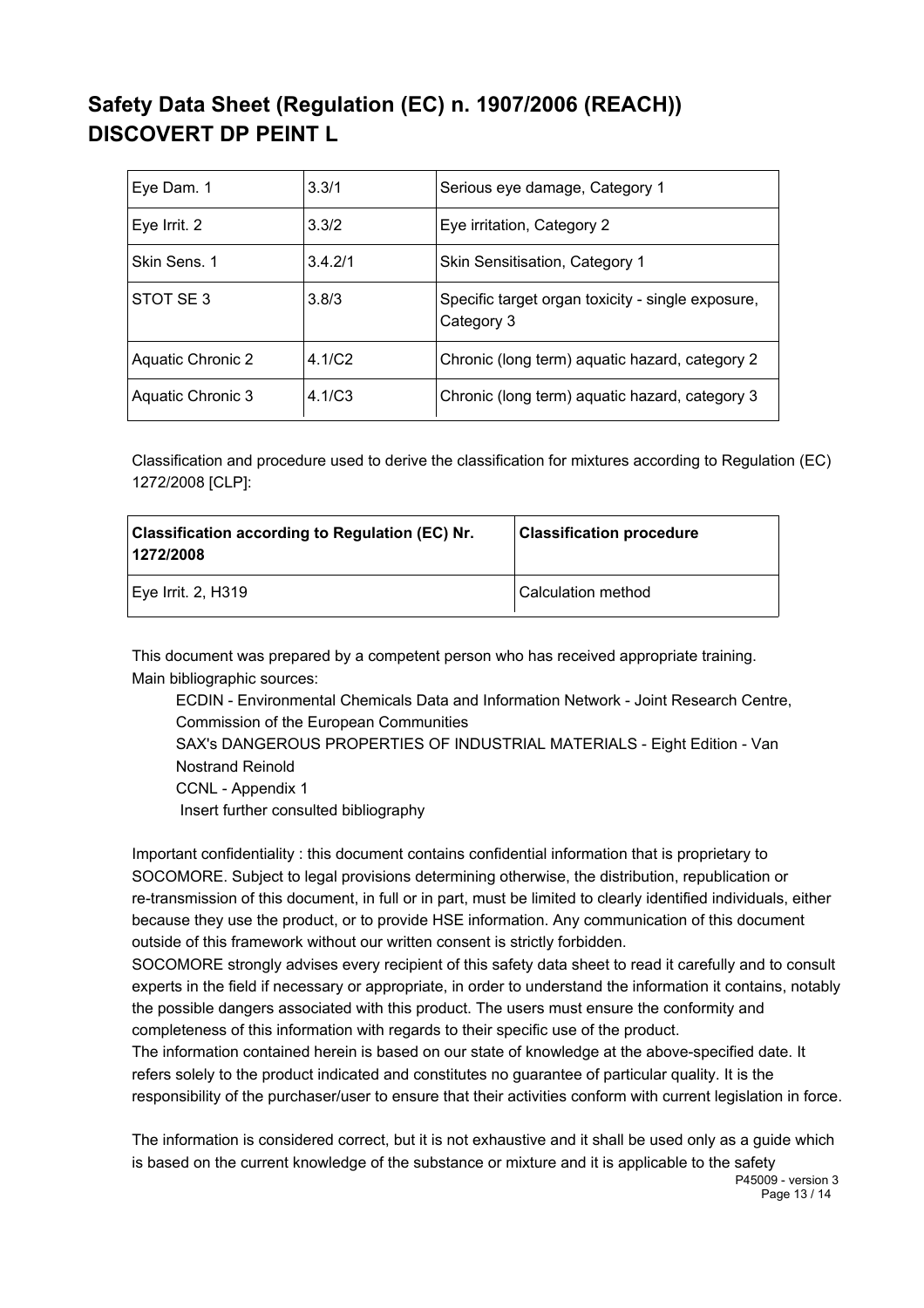| Eye Dam. 1 | 3.3/1 | Serious eye damage, Category 1 |
|---|---|---|
| Eye Irrit. 2 | 3.3/2 | Eye irritation, Category 2 |
| Skin Sens. 1 | 3.4.2/1 | Skin Sensitisation, Category 1 |
| STOT SE 3 | 3.8/3 | Specific target organ toxicity - single exposure, Category 3 |
| Aquatic Chronic 2 | 4.1/C2 | Chronic (long term) aquatic hazard, category 2 |
| Aquatic Chronic 3 | 4.1/C3 | Chronic (long term) aquatic hazard, category 3 |

Classification and procedure used to derive the classification for mixtures according to Regulation (EC) 1272/2008 [CLP]:

| Classification according to Regulation (EC) Nr. 1272/2008 | Classification procedure |
|---|---|
| Eye Irrit. 2, H319 | Calculation method |

This document was prepared by a competent person who has received appropriate training.
Main bibliographic sources:

ECDIN - Environmental Chemicals Data and Information Network - Joint Research Centre, Commission of the European Communities
SAX's DANGEROUS PROPERTIES OF INDUSTRIAL MATERIALS - Eight Edition - Van Nostrand Reinold
CCNL - Appendix 1
Insert further consulted bibliography

Important confidentiality : this document contains confidential information that is proprietary to SOCOMORE. Subject to legal provisions determining otherwise, the distribution, republication or re-transmission of this document, in full or in part, must be limited to clearly identified individuals, either because they use the product, or to provide HSE information. Any communication of this document outside of this framework without our written consent is strictly forbidden.
SOCOMORE strongly advises every recipient of this safety data sheet to read it carefully and to consult experts in the field if necessary or appropriate, in order to understand the information it contains, notably the possible dangers associated with this product. The users must ensure the conformity and completeness of this information with regards to their specific use of the product.
The information contained herein is based on our state of knowledge at the above-specified date. It refers solely to the product indicated and constitutes no guarantee of particular quality. It is the responsibility of the purchaser/user to ensure that their activities conform with current legislation in force.

The information is considered correct, but it is not exhaustive and it shall be used only as a guide which is based on the current knowledge of the substance or mixture and it is applicable to the safety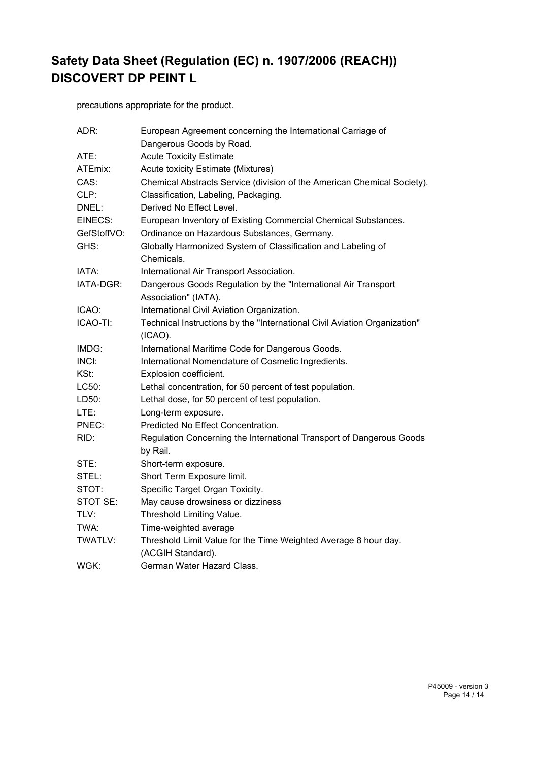precautions appropriate for the product.

| | |
|---|---|
| ADR: | European Agreement concerning the International Carriage of Dangerous Goods by Road. |
| ATE: | Acute Toxicity Estimate |
| ATEmix: | Acute toxicity Estimate (Mixtures) |
| CAS: | Chemical Abstracts Service (division of the American Chemical Society). |
| CLP: | Classification, Labeling, Packaging. |
| DNEL: | Derived No Effect Level. |
| EINECS: | European Inventory of Existing Commercial Chemical Substances. |
| GefStoffVO: | Ordinance on Hazardous Substances, Germany. |
| GHS: | Globally Harmonized System of Classification and Labeling of Chemicals. |
| IATA: | International Air Transport Association. |
| IATA-DGR: | Dangerous Goods Regulation by the "International Air Transport Association" (IATA). |
| ICAO: | International Civil Aviation Organization. |
| ICAO-TI: | Technical Instructions by the "International Civil Aviation Organization" (ICAO). |
| IMDG: | International Maritime Code for Dangerous Goods. |
| INCI: | International Nomenclature of Cosmetic Ingredients. |
| KSt: | Explosion coefficient. |
| LC50: | Lethal concentration, for 50 percent of test population. |
| LD50: | Lethal dose, for 50 percent of test population. |
| LTE: | Long-term exposure. |
| PNEC: | Predicted No Effect Concentration. |
| RID: | Regulation Concerning the International Transport of Dangerous Goods by Rail. |
| STE: | Short-term exposure. |
| STEL: | Short Term Exposure limit. |
| STOT: | Specific Target Organ Toxicity. |
| STOT SE: | May cause drowsiness or dizziness |
| TLV: | Threshold Limiting Value. |
| TWA: | Time-weighted average |
| TWATLV: | Threshold Limit Value for the Time Weighted Average 8 hour day. (ACGIH Standard). |
| WGK: | German Water Hazard Class. |